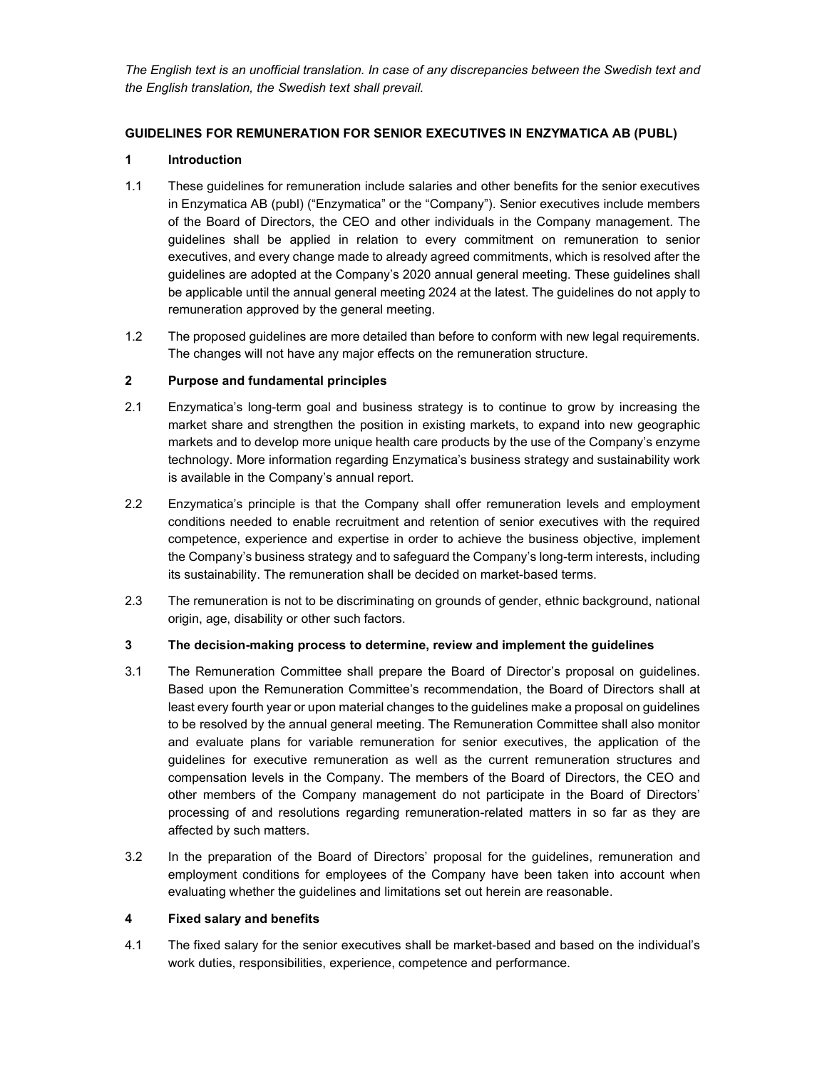*The English text is an unofficial translation. In case of any discrepancies between the Swedish text and the English translation, the Swedish text shall prevail.*

# GUIDELINES FOR REMUNERATION FOR SENIOR EXECUTIVES IN ENZYMATICA AB (PUBL)

## 1 Introduction

1.1 These guidelines for remuneration include salaries and other benefits for the senior executives in Enzymatica AB (publ) ("Enzymatica" or the "Company"). Senior executives include members of the Board of Directors, the CEO and other individuals in the Company management. The guidelines shall be applied in relation to every commitment on remuneration to senior executives, and every change made to already agreed commitments, which is resolved after the guidelines are adopted at the Company's 2020 annual general meeting. These guidelines shall be applicable until the annual general meeting 2024 at the latest. The guidelines do not apply to remuneration approved by the general meeting.

1.2 The proposed guidelines are more detailed than before to conform with new legal requirements. The changes will not have any major effects on the remuneration structure.

## 2 Purpose and fundamental principles

2.1 Enzymatica's long-term goal and business strategy is to continue to grow by increasing the market share and strengthen the position in existing markets, to expand into new geographic markets and to develop more unique health care products by the use of the Company's enzyme technology. More information regarding Enzymatica's business strategy and sustainability work is available in the Company's annual report.

2.2 Enzymatica's principle is that the Company shall offer remuneration levels and employment conditions needed to enable recruitment and retention of senior executives with the required competence, experience and expertise in order to achieve the business objective, implement the Company's business strategy and to safeguard the Company's long-term interests, including its sustainability. The remuneration shall be decided on market-based terms.

2.3 The remuneration is not to be discriminating on grounds of gender, ethnic background, national origin, age, disability or other such factors.

## 3 The decision-making process to determine, review and implement the guidelines

3.1 The Remuneration Committee shall prepare the Board of Director's proposal on guidelines. Based upon the Remuneration Committee's recommendation, the Board of Directors shall at least every fourth year or upon material changes to the guidelines make a proposal on guidelines to be resolved by the annual general meeting. The Remuneration Committee shall also monitor and evaluate plans for variable remuneration for senior executives, the application of the guidelines for executive remuneration as well as the current remuneration structures and compensation levels in the Company. The members of the Board of Directors, the CEO and other members of the Company management do not participate in the Board of Directors' processing of and resolutions regarding remuneration-related matters in so far as they are affected by such matters.

3.2 In the preparation of the Board of Directors' proposal for the guidelines, remuneration and employment conditions for employees of the Company have been taken into account when evaluating whether the guidelines and limitations set out herein are reasonable.

## 4 Fixed salary and benefits

4.1 The fixed salary for the senior executives shall be market-based and based on the individual's work duties, responsibilities, experience, competence and performance.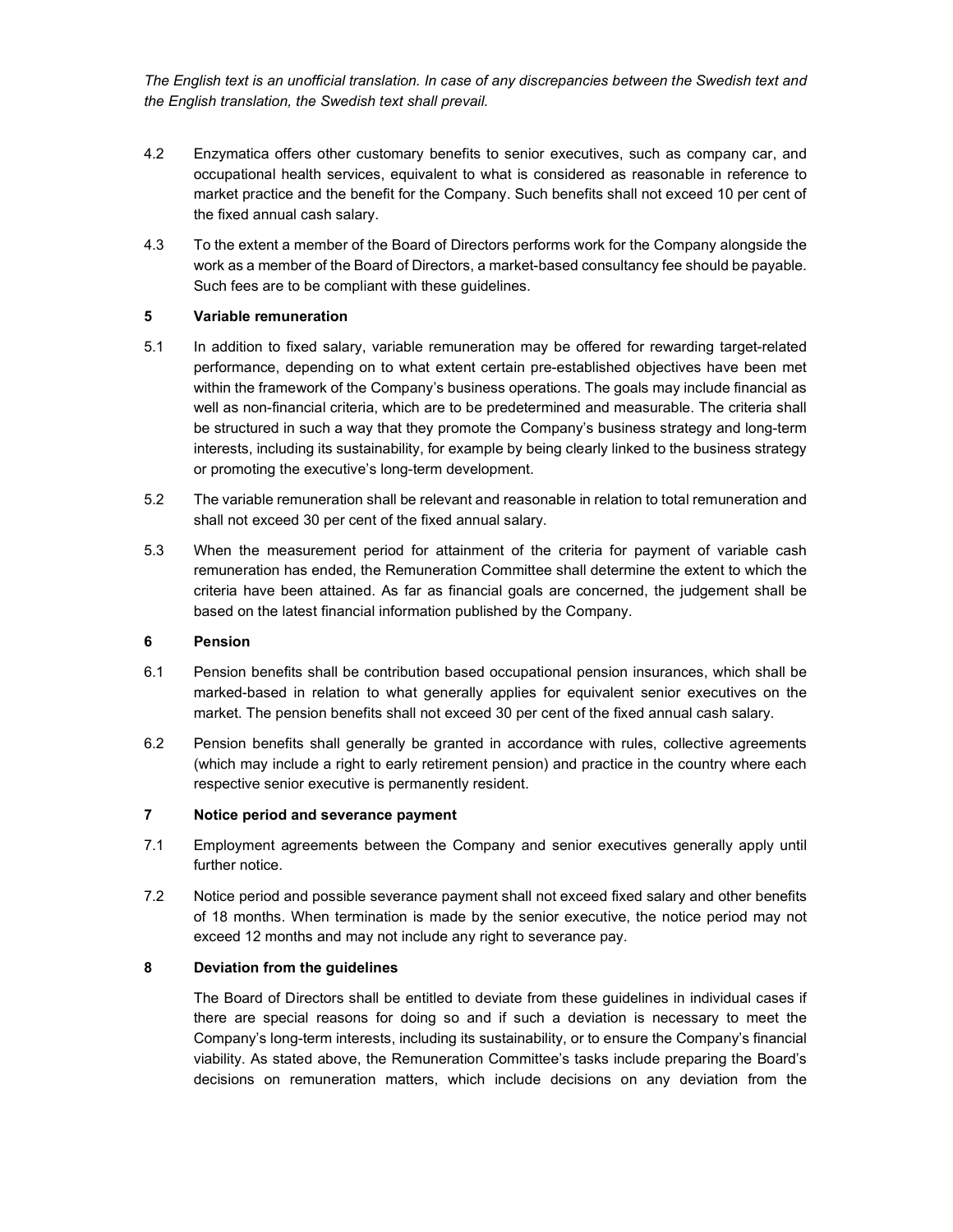*The English text is an unofficial translation. In case of any discrepancies between the Swedish text and the English translation, the Swedish text shall prevail.*

4.2 Enzymatica offers other customary benefits to senior executives, such as company car, and occupational health services, equivalent to what is considered as reasonable in reference to market practice and the benefit for the Company. Such benefits shall not exceed 10 per cent of the fixed annual cash salary.

4.3 To the extent a member of the Board of Directors performs work for the Company alongside the work as a member of the Board of Directors, a market-based consultancy fee should be payable. Such fees are to be compliant with these guidelines.

## 5 Variable remuneration

5.1 In addition to fixed salary, variable remuneration may be offered for rewarding target-related performance, depending on to what extent certain pre-established objectives have been met within the framework of the Company's business operations. The goals may include financial as well as non-financial criteria, which are to be predetermined and measurable. The criteria shall be structured in such a way that they promote the Company's business strategy and long-term interests, including its sustainability, for example by being clearly linked to the business strategy or promoting the executive's long-term development.

5.2 The variable remuneration shall be relevant and reasonable in relation to total remuneration and shall not exceed 30 per cent of the fixed annual salary.

5.3 When the measurement period for attainment of the criteria for payment of variable cash remuneration has ended, the Remuneration Committee shall determine the extent to which the criteria have been attained. As far as financial goals are concerned, the judgement shall be based on the latest financial information published by the Company.

## 6 Pension

6.1 Pension benefits shall be contribution based occupational pension insurances, which shall be marked-based in relation to what generally applies for equivalent senior executives on the market. The pension benefits shall not exceed 30 per cent of the fixed annual cash salary.

6.2 Pension benefits shall generally be granted in accordance with rules, collective agreements (which may include a right to early retirement pension) and practice in the country where each respective senior executive is permanently resident.

## 7 Notice period and severance payment

7.1 Employment agreements between the Company and senior executives generally apply until further notice.

7.2 Notice period and possible severance payment shall not exceed fixed salary and other benefits of 18 months. When termination is made by the senior executive, the notice period may not exceed 12 months and may not include any right to severance pay.

## 8 Deviation from the guidelines

The Board of Directors shall be entitled to deviate from these guidelines in individual cases if there are special reasons for doing so and if such a deviation is necessary to meet the Company's long-term interests, including its sustainability, or to ensure the Company's financial viability. As stated above, the Remuneration Committee's tasks include preparing the Board's decisions on remuneration matters, which include decisions on any deviation from the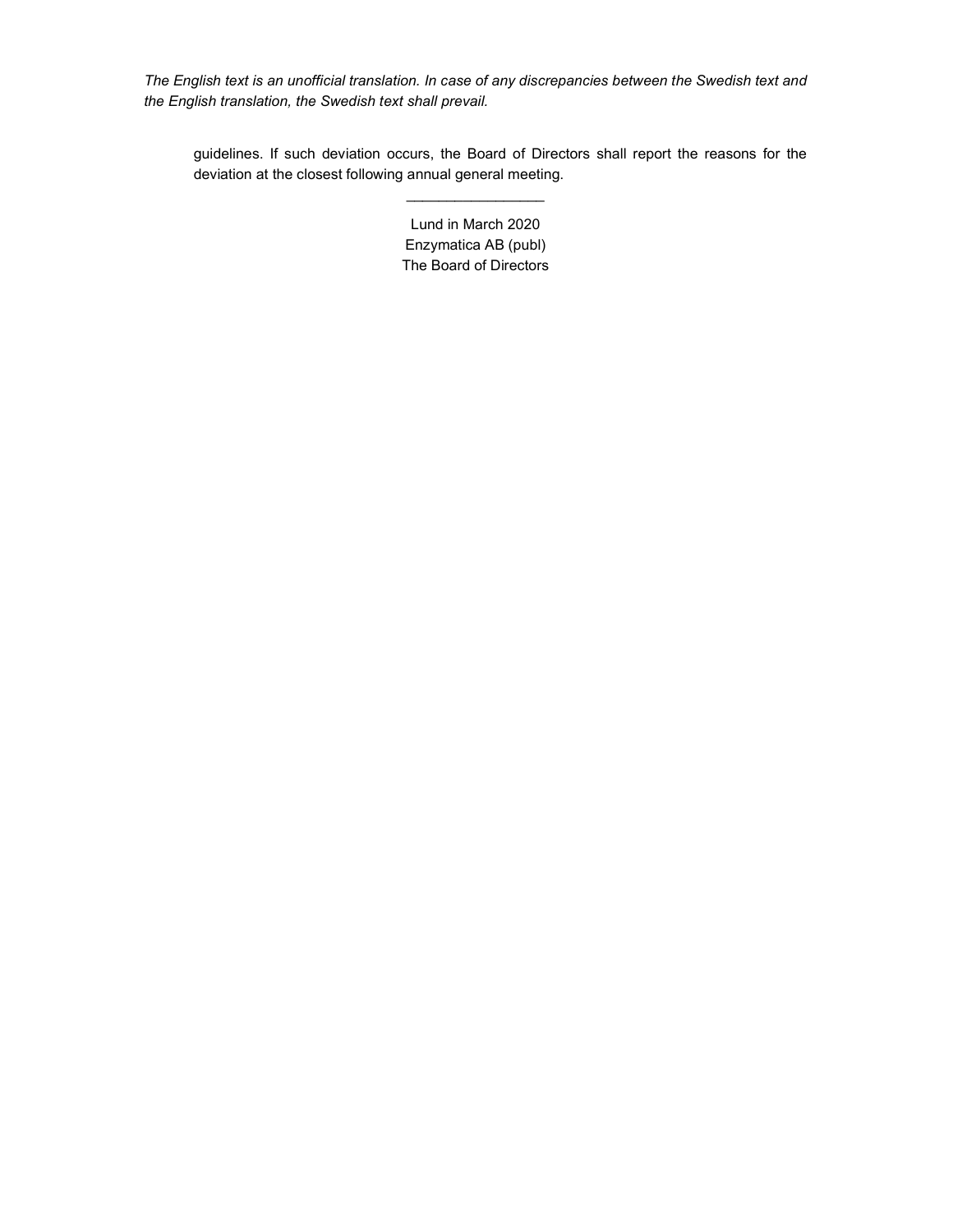*The English text is an unofficial translation. In case of any discrepancies between the Swedish text and the English translation, the Swedish text shall prevail.*

guidelines. If such deviation occurs, the Board of Directors shall report the reasons for the deviation at the closest following annual general meeting.

_________________

Lund in March 2020
Enzymatica AB (publ)
The Board of Directors